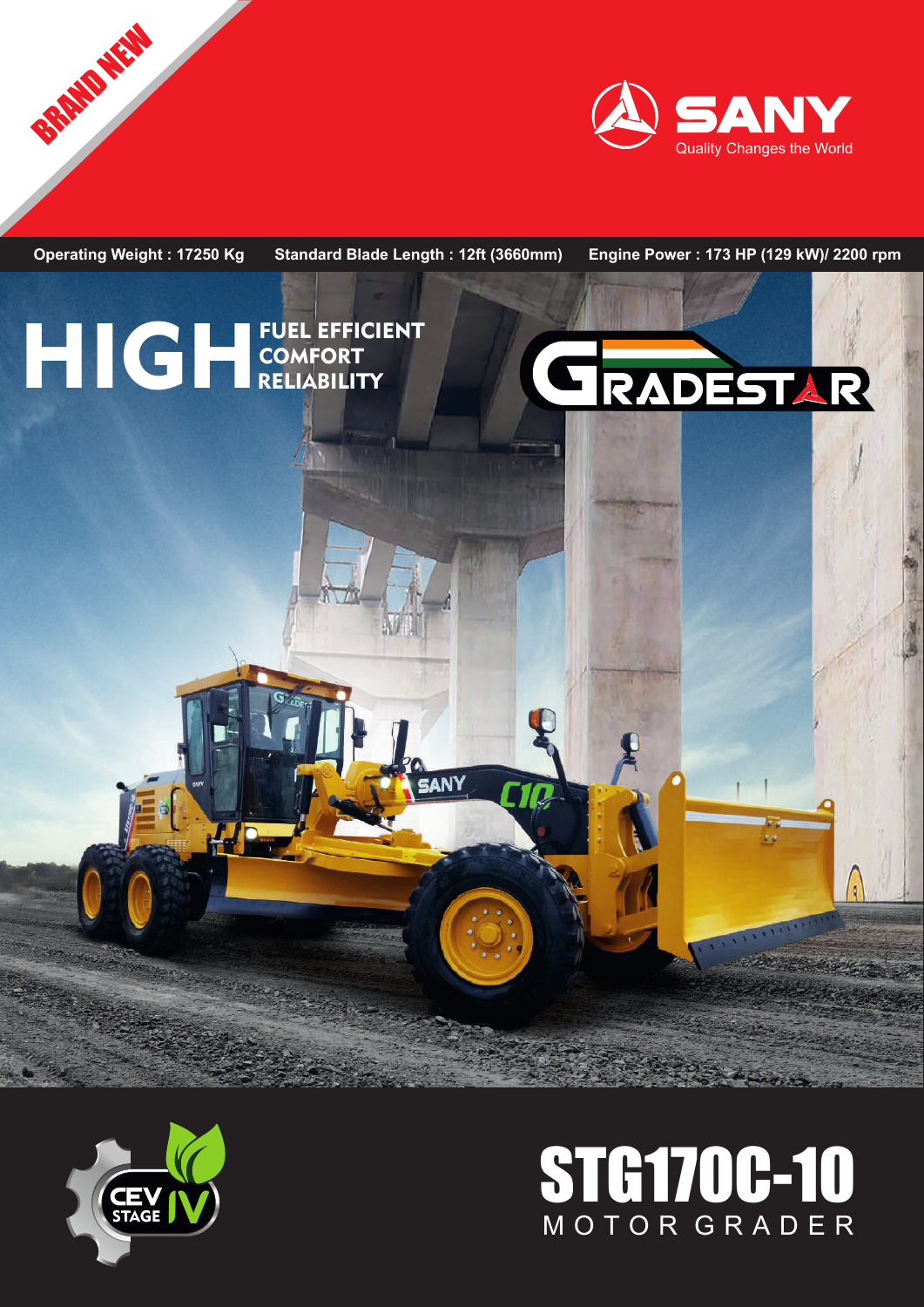BRAND NEW

SANY
Quality Changes the World

**Operating Weight : 17250 Kg** **Standard Blade Length : 12ft (3660mm)** **Engine Power : 173 HP (129 kW)/ 2200 rpm**

# HIGH

**FUEL EFFICIENT**
**COMFORT**
**RELIABILITY**

GRADESTAR

CEV STAGE IV

# STG170C-10

## MOTOR GRADER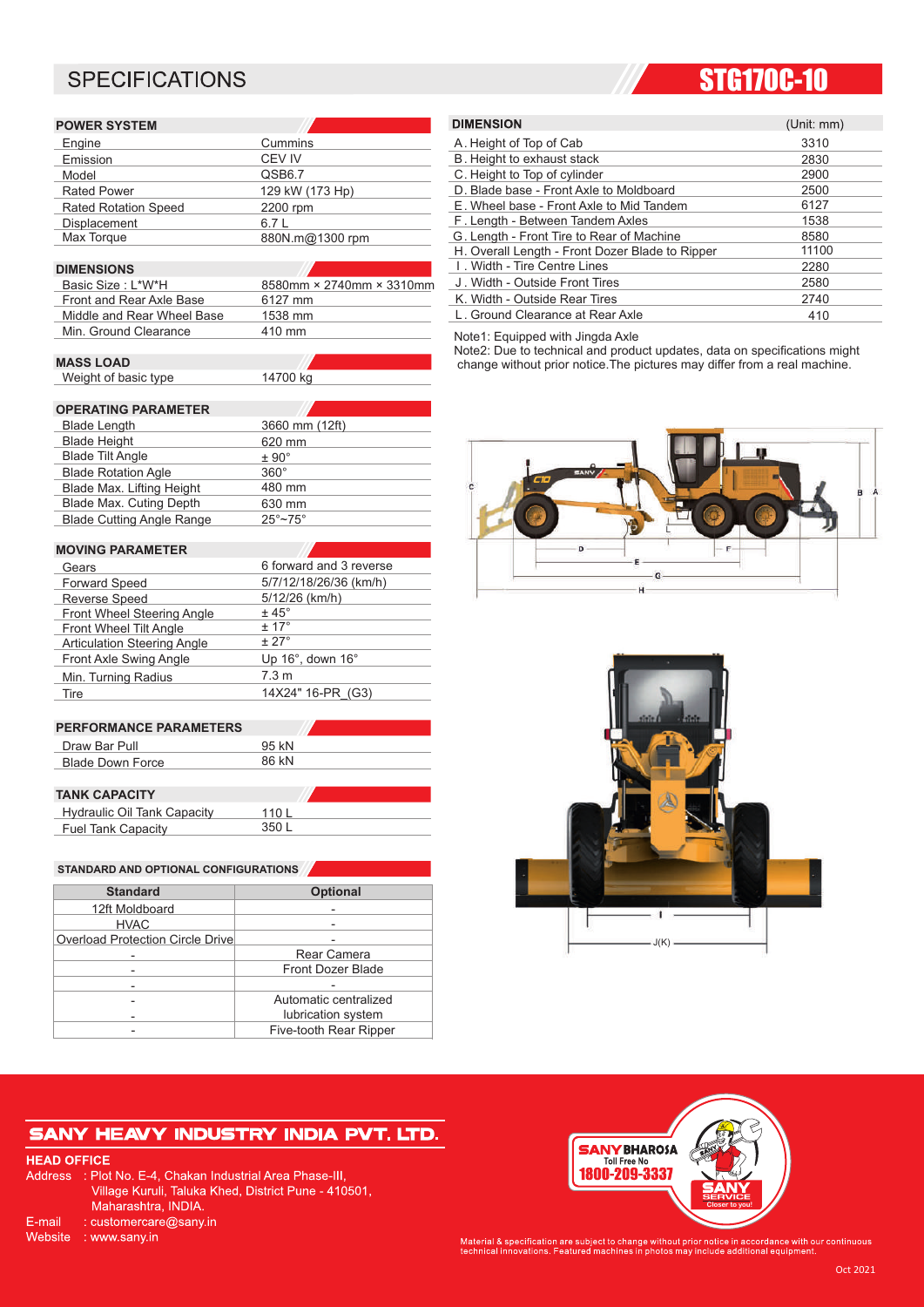# SPECIFICATIONS

# STG170C-10

## POWER SYSTEM

| | |
|---|---|
| Engine | Cummins |
| Emission | CEV IV |
| Model | QSB6.7 |
| Rated Power | 129 kW (173 Hp) |
| Rated Rotation Speed | 2200 rpm |
| Displacement | 6.7 L |
| Max Torque | 880N.m@1300 rpm |

## DIMENSIONS

| | |
|---|---|
| Basic Size : L*W*H | 8580mm × 2740mm × 3310mm |
| Front and Rear Axle Base | 6127 mm |
| Middle and Rear Wheel Base | 1538 mm |
| Min. Ground Clearance | 410 mm |

## MASS LOAD

| | |
|---|---|
| Weight of basic type | 14700 kg |

## OPERATING PARAMETER

| | |
|---|---|
| Blade Length | 3660 mm (12ft) |
| Blade Height | 620 mm |
| Blade Tilt Angle | ± 90° |
| Blade Rotation Agle | 360° |
| Blade Max. Lifting Height | 480 mm |
| Blade Max. Cuting Depth | 630 mm |
| Blade Cutting Angle Range | 25°~75° |

## MOVING PARAMETER

| | |
|---|---|
| Gears | 6 forward and 3 reverse |
| Forward Speed | 5/7/12/18/26/36 (km/h) |
| Reverse Speed | 5/12/26 (km/h) |
| Front Wheel Steering Angle | ± 45° |
| Front Wheel Tilt Angle | ± 17° |
| Articulation Steering Angle | ± 27° |
| Front Axle Swing Angle | Up 16°, down 16° |
| Min. Turning Radius | 7.3 m |
| Tire | 14X24" 16-PR_(G3) |

## PERFORMANCE PARAMETERS

| | |
|---|---|
| Draw Bar Pull | 95 kN |
| Blade Down Force | 86 kN |

## TANK CAPACITY

| | |
|---|---|
| Hydraulic Oil Tank Capacity | 110 L |
| Fuel Tank Capacity | 350 L |

## STANDARD AND OPTIONAL CONFIGURATIONS

| Standard | Optional |
|---|---|
| 12ft Moldboard | - |
| HVAC | - |
| Overload Protection Circle Drive | - |
| - | Rear Camera |
| - | Front Dozer Blade |
| - | - |
| - | Automatic centralized lubrication system |
| - | Five-tooth Rear Ripper |

## DIMENSION

| DIMENSION | (Unit: mm) |
|---|---|
| A. Height of Top of Cab | 3310 |
| B. Height to exhaust stack | 2830 |
| C. Height to Top of cylinder | 2900 |
| D. Blade base - Front Axle to Moldboard | 2500 |
| E. Wheel base - Front Axle to Mid Tandem | 6127 |
| F. Length - Between Tandem Axles | 1538 |
| G. Length - Front Tire to Rear of Machine | 8580 |
| H. Overall Length - Front Dozer Blade to Ripper | 11100 |
| I. Width - Tire Centre Lines | 2280 |
| J. Width - Outside Front Tires | 2580 |
| K. Width - Outside Rear Tires | 2740 |
| L. Ground Clearance at Rear Axle | 410 |

Note1: Equipped with Jingda Axle

Note2: Due to technical and product updates, data on specifications might change without prior notice.The pictures may differ from a real machine.

A B C D E F G H L

I J(K)

## SANY HEAVY INDUSTRY INDIA PVT. LTD.

**HEAD OFFICE**

Address : Plot No. E-4, Chakan Industrial Area Phase-III, Village Kuruli, Taluka Khed, District Pune - 410501, Maharashtra, INDIA.

E-mail : customercare@sany.in

Website : www.sany.in

SANY BHAROSA Toll Free No 1800-209-3337

SANY SERVICE Closer to you!

Material & specification are subject to change without prior notice in accordance with our continuous technical innovations. Featured machines in photos may include additional equipment.

Oct 2021